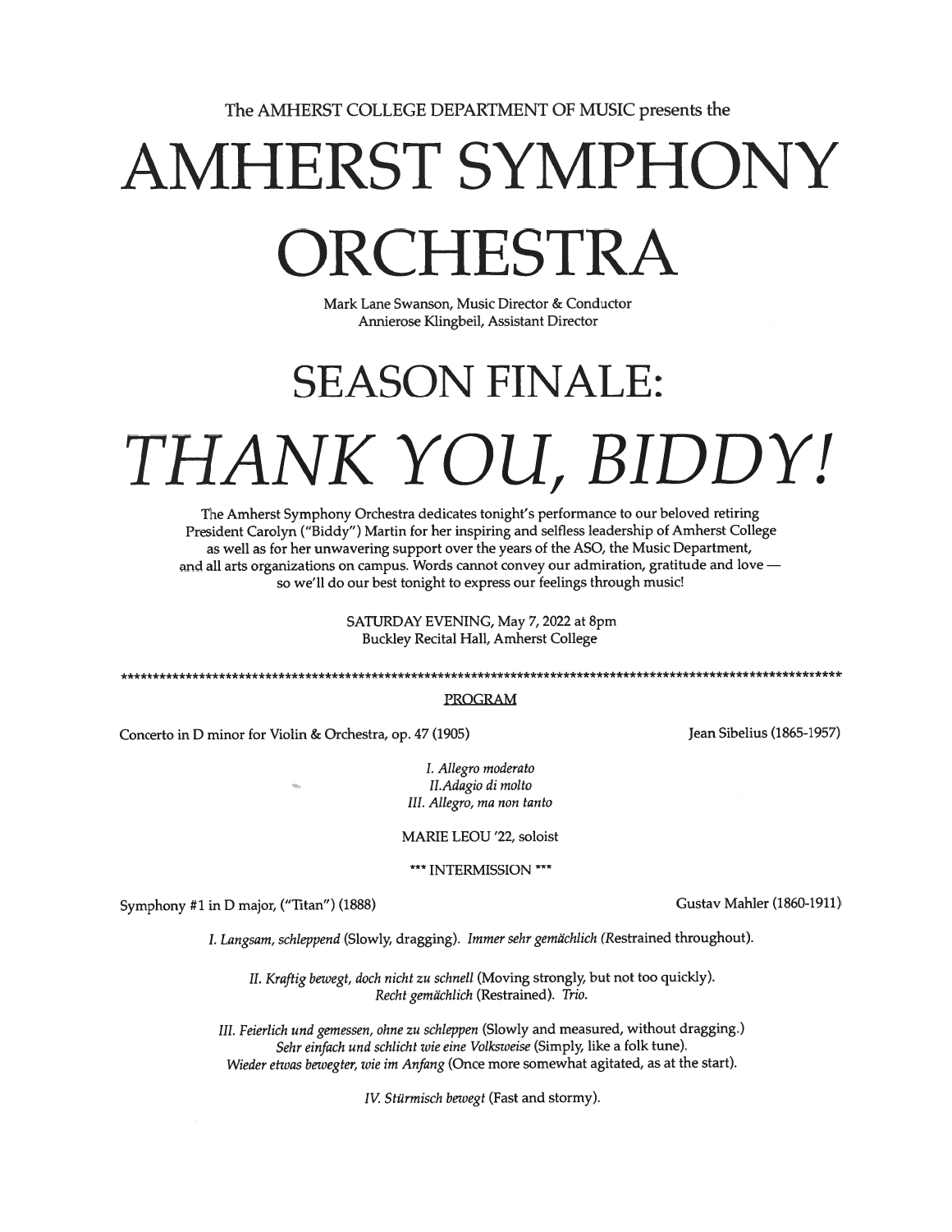The AMHERST COLLEGE DEPARTMENT OF MUSIC presents the

# AMHERST SYMPHONY ORCHESTRA

Mark Lane Swanson, Music Director & Conductor
Annierose Klingbeil, Assistant Director

# SEASON FINALE:

# *THANK YOU, BIDDY!*

The Amherst Symphony Orchestra dedicates tonight's performance to our beloved retiring President Carolyn ("Biddy") Martin for her inspiring and selfless leadership of Amherst College as well as for her unwavering support over the years of the ASO, the Music Department, and all arts organizations on campus. Words cannot convey our admiration, gratitude and love — so we'll do our best tonight to express our feelings through music!

SATURDAY EVENING, May 7, 2022 at 8pm
Buckley Recital Hall, Amherst College

**************************************************************************************************************

## PROGRAM

Concerto in D minor for Violin & Orchestra, op. 47 (1905) — Jean Sibelius (1865-1957)

*I. Allegro moderato*
*II.Adagio di molto*
*III. Allegro, ma non tanto*

MARIE LEOU '22, soloist

*** INTERMISSION ***

Symphony #1 in D major, ("Titan") (1888) — Gustav Mahler (1860-1911)

*I. Langsam, schleppend* (Slowly, dragging). *Immer sehr gemächlich* (Restrained throughout).

*II. Kraftig bewegt, doch nicht zu schnell* (Moving strongly, but not too quickly).
*Recht gemächlich* (Restrained). *Trio.*

*III. Feierlich und gemessen, ohne zu schleppen* (Slowly and measured, without dragging.)
*Sehr einfach und schlicht wie eine Volksweise* (Simply, like a folk tune).
*Wieder etwas bewegter, wie im Anfang* (Once more somewhat agitated, as at the start).

*IV. Stürmisch bewegt* (Fast and stormy).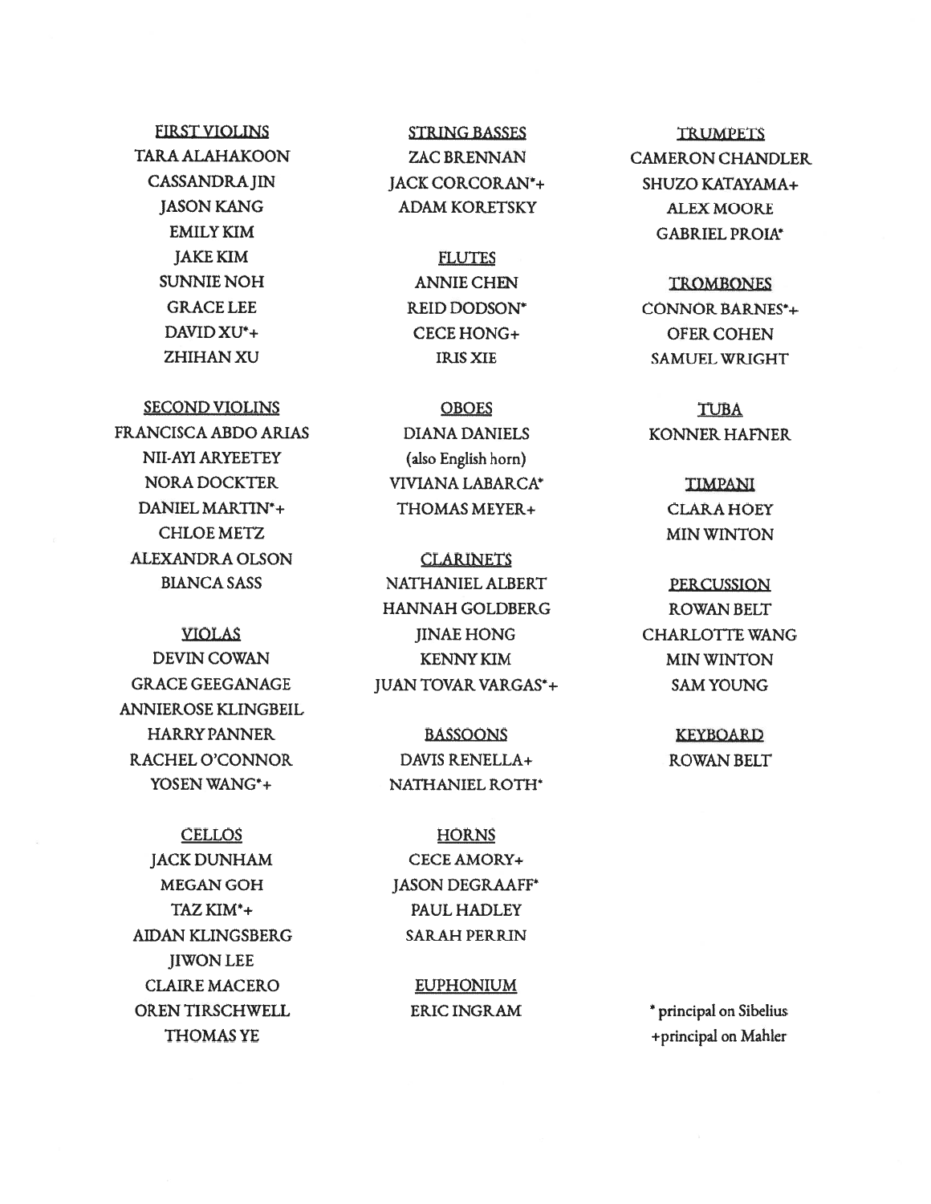### FIRST VIOLINS

TARA ALAHAKOON
CASSANDRA JIN
JASON KANG
EMILY KIM
JAKE KIM
SUNNIE NOH
GRACE LEE
DAVID XU*+
ZHIHAN XU

### SECOND VIOLINS

FRANCISCA ABDO ARIAS
NII-AYI ARYEETEY
NORA DOCKTER
DANIEL MARTIN*+
CHLOE METZ
ALEXANDRA OLSON
BIANCA SASS

### VIOLAS

DEVIN COWAN
GRACE GEEGANAGE
ANNIEROSE KLINGBEIL
HARRY PANNER
RACHEL O'CONNOR
YOSEN WANG*+

### CELLOS

JACK DUNHAM
MEGAN GOH
TAZ KIM*+
AIDAN KLINGSBERG
JIWON LEE
CLAIRE MACERO
OREN TIRSCHWELL
THOMAS YE

### STRING BASSES

ZAC BRENNAN
JACK CORCORAN*+
ADAM KORETSKY

### FLUTES

ANNIE CHEN
REID DODSON*
CECE HONG+
IRIS XIE

### OBOES

DIANA DANIELS
(also English horn)
VIVIANA LABARCA*
THOMAS MEYER+

### CLARINETS

NATHANIEL ALBERT
HANNAH GOLDBERG
JINAE HONG
KENNY KIM
JUAN TOVAR VARGAS*+

### BASSOONS

DAVIS RENELLA+
NATHANIEL ROTH*

### HORNS

CECE AMORY+
JASON DEGRAAFF*
PAUL HADLEY
SARAH PERRIN

### EUPHONIUM

ERIC INGRAM

### TRUMPETS

CAMERON CHANDLER
SHUZO KATAYAMA+
ALEX MOORE
GABRIEL PROIA*

### TROMBONES

CONNOR BARNES*+
OFER COHEN
SAMUEL WRIGHT

### TUBA

KONNER HAFNER

### TIMPANI

CLARA HOEY
MIN WINTON

### PERCUSSION

ROWAN BELT
CHARLOTTE WANG
MIN WINTON
SAM YOUNG

### KEYBOARD

ROWAN BELT

* principal on Sibelius
+principal on Mahler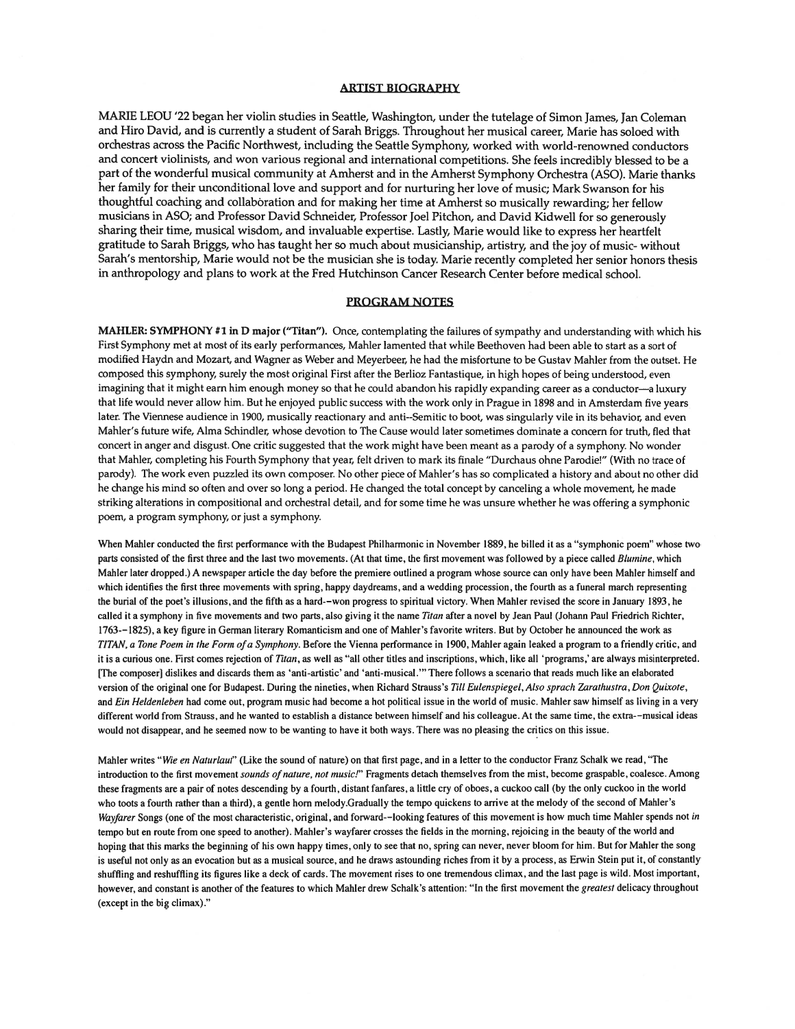## ARTIST BIOGRAPHY

MARIE LEOU '22 began her violin studies in Seattle, Washington, under the tutelage of Simon James, Jan Coleman and Hiro David, and is currently a student of Sarah Briggs. Throughout her musical career, Marie has soloed with orchestras across the Pacific Northwest, including the Seattle Symphony, worked with world-renowned conductors and concert violinists, and won various regional and international competitions. She feels incredibly blessed to be a part of the wonderful musical community at Amherst and in the Amherst Symphony Orchestra (ASO). Marie thanks her family for their unconditional love and support and for nurturing her love of music; Mark Swanson for his thoughtful coaching and collaboration and for making her time at Amherst so musically rewarding; her fellow musicians in ASO; and Professor David Schneider, Professor Joel Pitchon, and David Kidwell for so generously sharing their time, musical wisdom, and invaluable expertise. Lastly, Marie would like to express her heartfelt gratitude to Sarah Briggs, who has taught her so much about musicianship, artistry, and the joy of music- without Sarah's mentorship, Marie would not be the musician she is today. Marie recently completed her senior honors thesis in anthropology and plans to work at the Fred Hutchinson Cancer Research Center before medical school.

## PROGRAM NOTES

**MAHLER: SYMPHONY #1 in D major ("Titan").** Once, contemplating the failures of sympathy and understanding with which his First Symphony met at most of its early performances, Mahler lamented that while Beethoven had been able to start as a sort of modified Haydn and Mozart, and Wagner as Weber and Meyerbeer, he had the misfortune to be Gustav Mahler from the outset. He composed this symphony, surely the most original First after the Berlioz Fantastique, in high hopes of being understood, even imagining that it might earn him enough money so that he could abandon his rapidly expanding career as a conductor—a luxury that life would never allow him. But he enjoyed public success with the work only in Prague in 1898 and in Amsterdam five years later. The Viennese audience in 1900, musically reactionary and anti--Semitic to boot, was singularly vile in its behavior, and even Mahler's future wife, Alma Schindler, whose devotion to The Cause would later sometimes dominate a concern for truth, fled that concert in anger and disgust. One critic suggested that the work might have been meant as a parody of a symphony. No wonder that Mahler, completing his Fourth Symphony that year, felt driven to mark its finale "Durchaus ohne Parodie!" (With no trace of parody). The work even puzzled its own composer. No other piece of Mahler's has so complicated a history and about no other did he change his mind so often and over so long a period. He changed the total concept by canceling a whole movement, he made striking alterations in compositional and orchestral detail, and for some time he was unsure whether he was offering a symphonic poem, a program symphony, or just a symphony.

When Mahler conducted the first performance with the Budapest Philharmonic in November 1889, he billed it as a "symphonic poem" whose two parts consisted of the first three and the last two movements. (At that time, the first movement was followed by a piece called *Blumine*, which Mahler later dropped.) A newspaper article the day before the premiere outlined a program whose source can only have been Mahler himself and which identifies the first three movements with spring, happy daydreams, and a wedding procession, the fourth as a funeral march representing the burial of the poet's illusions, and the fifth as a hard--won progress to spiritual victory. When Mahler revised the score in January 1893, he called it a symphony in five movements and two parts, also giving it the name *Titan* after a novel by Jean Paul (Johann Paul Friedrich Richter, 1763--1825), a key figure in German literary Romanticism and one of Mahler's favorite writers. But by October he announced the work as *TITAN, a Tone Poem in the Form of a Symphony*. Before the Vienna performance in 1900, Mahler again leaked a program to a friendly critic, and it is a curious one. First comes rejection of *Titan*, as well as "all other titles and inscriptions, which, like all 'programs,' are always misinterpreted. [The composer] dislikes and discards them as 'anti-artistic' and 'anti-musical.'" There follows a scenario that reads much like an elaborated version of the original one for Budapest. During the nineties, when Richard Strauss's *Till Eulenspiegel*, *Also sprach Zarathustra*, *Don Quixote*, and *Ein Heldenleben* had come out, program music had become a hot political issue in the world of music. Mahler saw himself as living in a very different world from Strauss, and he wanted to establish a distance between himself and his colleague. At the same time, the extra--musical ideas would not disappear, and he seemed now to be wanting to have it both ways. There was no pleasing the critics on this issue.

Mahler writes "*Wie en Naturlaut*" (Like the sound of nature) on that first page, and in a letter to the conductor Franz Schalk we read, "The introduction to the first movement *sounds of nature, not music!*" Fragments detach themselves from the mist, become graspable, coalesce. Among these fragments are a pair of notes descending by a fourth, distant fanfares, a little cry of oboes, a cuckoo call (by the only cuckoo in the world who toots a fourth rather than a third), a gentle horn melody.Gradually the tempo quickens to arrive at the melody of the second of Mahler's *Wayfarer* Songs (one of the most characteristic, original, and forward--looking features of this movement is how much time Mahler spends not *in* tempo but en route from one speed to another). Mahler's wayfarer crosses the fields in the morning, rejoicing in the beauty of the world and hoping that this marks the beginning of his own happy times, only to see that no, spring can never, never bloom for him. But for Mahler the song is useful not only as an evocation but as a musical source, and he draws astounding riches from it by a process, as Erwin Stein put it, of constantly shuffling and reshuffling its figures like a deck of cards. The movement rises to one tremendous climax, and the last page is wild. Most important, however, and constant is another of the features to which Mahler drew Schalk's attention: "In the first movement the *greatest* delicacy throughout (except in the big climax)."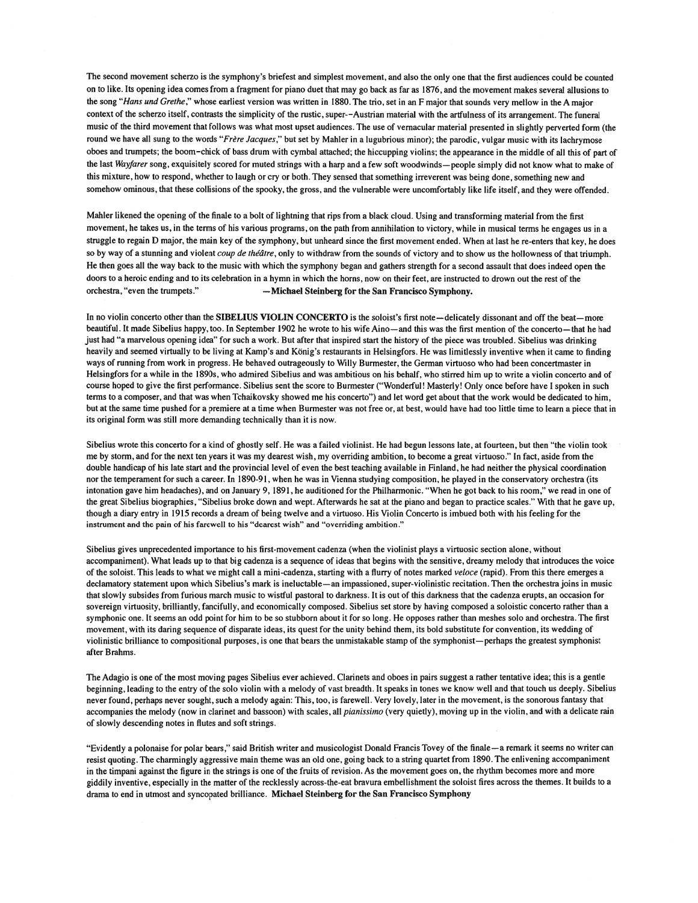The second movement scherzo is the symphony's briefest and simplest movement, and also the only one that the first audiences could be counted on to like. Its opening idea comes from a fragment for piano duet that may go back as far as 1876, and the movement makes several allusions to the song "*Hans und Grethe*," whose earliest version was written in 1880. The trio, set in an F major that sounds very mellow in the A major context of the scherzo itself, contrasts the simplicity of the rustic, super--Austrian material with the artfulness of its arrangement. The funeral music of the third movement that follows was what most upset audiences. The use of vernacular material presented in slightly perverted form (the round we have all sung to the words "*Frère Jacques*," but set by Mahler in a lugubrious minor); the parodic, vulgar music with its lachrymose oboes and trumpets; the boom-chick of bass drum with cymbal attached; the hiccupping violins; the appearance in the middle of all this of part of the last *Wayfarer* song, exquisitely scored for muted strings with a harp and a few soft woodwinds—people simply did not know what to make of this mixture, how to respond, whether to laugh or cry or both. They sensed that something irreverent was being done, something new and somehow ominous, that these collisions of the spooky, the gross, and the vulnerable were uncomfortably like life itself, and they were offended.

Mahler likened the opening of the finale to a bolt of lightning that rips from a black cloud. Using and transforming material from the first movement, he takes us, in the terms of his various programs, on the path from annihilation to victory, while in musical terms he engages us in a struggle to regain D major, the main key of the symphony, but unheard since the first movement ended. When at last he re-enters that key, he does so by way of a stunning and violent *coup de théâtre*, only to withdraw from the sounds of victory and to show us the hollowness of that triumph. He then goes all the way back to the music with which the symphony began and gathers strength for a second assault that does indeed open the doors to a heroic ending and to its celebration in a hymn in which the horns, now on their feet, are instructed to drown out the rest of the orchestra, "even the trumpets." **—Michael Steinberg for the San Francisco Symphony.**

In no violin concerto other than the **SIBELIUS VIOLIN CONCERTO** is the soloist's first note—delicately dissonant and off the beat—more beautiful. It made Sibelius happy, too. In September 1902 he wrote to his wife Aino—and this was the first mention of the concerto—that he had just had "a marvelous opening idea" for such a work. But after that inspired start the history of the piece was troubled. Sibelius was drinking heavily and seemed virtually to be living at Kamp's and König's restaurants in Helsingfors. He was limitlessly inventive when it came to finding ways of running from work in progress. He behaved outrageously to Willy Burmester, the German virtuoso who had been concertmaster in Helsingfors for a while in the 1890s, who admired Sibelius and was ambitious on his behalf, who stirred him up to write a violin concerto and of course hoped to give the first performance. Sibelius sent the score to Burmester ("Wonderful! Masterly! Only once before have I spoken in such terms to a composer, and that was when Tchaikovsky showed me his concerto") and let word get about that the work would be dedicated to him, but at the same time pushed for a premiere at a time when Burmester was not free or, at best, would have had too little time to learn a piece that in its original form was still more demanding technically than it is now.

Sibelius wrote this concerto for a kind of ghostly self. He was a failed violinist. He had begun lessons late, at fourteen, but then "the violin took me by storm, and for the next ten years it was my dearest wish, my overriding ambition, to become a great virtuoso." In fact, aside from the double handicap of his late start and the provincial level of even the best teaching available in Finland, he had neither the physical coordination nor the temperament for such a career. In 1890-91, when he was in Vienna studying composition, he played in the conservatory orchestra (its intonation gave him headaches), and on January 9, 1891, he auditioned for the Philharmonic. "When he got back to his room," we read in one of the great Sibelius biographies, "Sibelius broke down and wept. Afterwards he sat at the piano and began to practice scales." With that he gave up, though a diary entry in 1915 records a dream of being twelve and a virtuoso. His Violin Concerto is imbued both with his feeling for the instrument and the pain of his farewell to his "dearest wish" and "overriding ambition."

Sibelius gives unprecedented importance to his first-movement cadenza (when the violinist plays a virtuosic section alone, without accompaniment). What leads up to that big cadenza is a sequence of ideas that begins with the sensitive, dreamy melody that introduces the voice of the soloist. This leads to what we might call a mini-cadenza, starting with a flurry of notes marked *veloce* (rapid). From this there emerges a declamatory statement upon which Sibelius's mark is ineluctable—an impassioned, super-violinistic recitation. Then the orchestra joins in music that slowly subsides from furious march music to wistful pastoral to darkness. It is out of this darkness that the cadenza erupts, an occasion for sovereign virtuosity, brilliantly, fancifully, and economically composed. Sibelius set store by having composed a soloistic concerto rather than a symphonic one. It seems an odd point for him to be so stubborn about it for so long. He opposes rather than meshes solo and orchestra. The first movement, with its daring sequence of disparate ideas, its quest for the unity behind them, its bold substitute for convention, its wedding of violinistic brilliance to compositional purposes, is one that bears the unmistakable stamp of the symphonist—perhaps the greatest symphonist after Brahms.

The Adagio is one of the most moving pages Sibelius ever achieved. Clarinets and oboes in pairs suggest a rather tentative idea; this is a gentle beginning, leading to the entry of the solo violin with a melody of vast breadth. It speaks in tones we know well and that touch us deeply. Sibelius never found, perhaps never sought, such a melody again: This, too, is farewell. Very lovely, later in the movement, is the sonorous fantasy that accompanies the melody (now in clarinet and bassoon) with scales, all *pianissimo* (very quietly), moving up in the violin, and with a delicate rain of slowly descending notes in flutes and soft strings.

"Evidently a polonaise for polar bears," said British writer and musicologist Donald Francis Tovey of the finale—a remark it seems no writer can resist quoting. The charmingly aggressive main theme was an old one, going back to a string quartet from 1890. The enlivening accompaniment in the timpani against the figure in the strings is one of the fruits of revision. As the movement goes on, the rhythm becomes more and more giddily inventive, especially in the matter of the recklessly across-the-eat bravura embellishment the soloist fires across the themes. It builds to a drama to end in utmost and syncopated brilliance. **Michael Steinberg for the San Francisco Symphony**